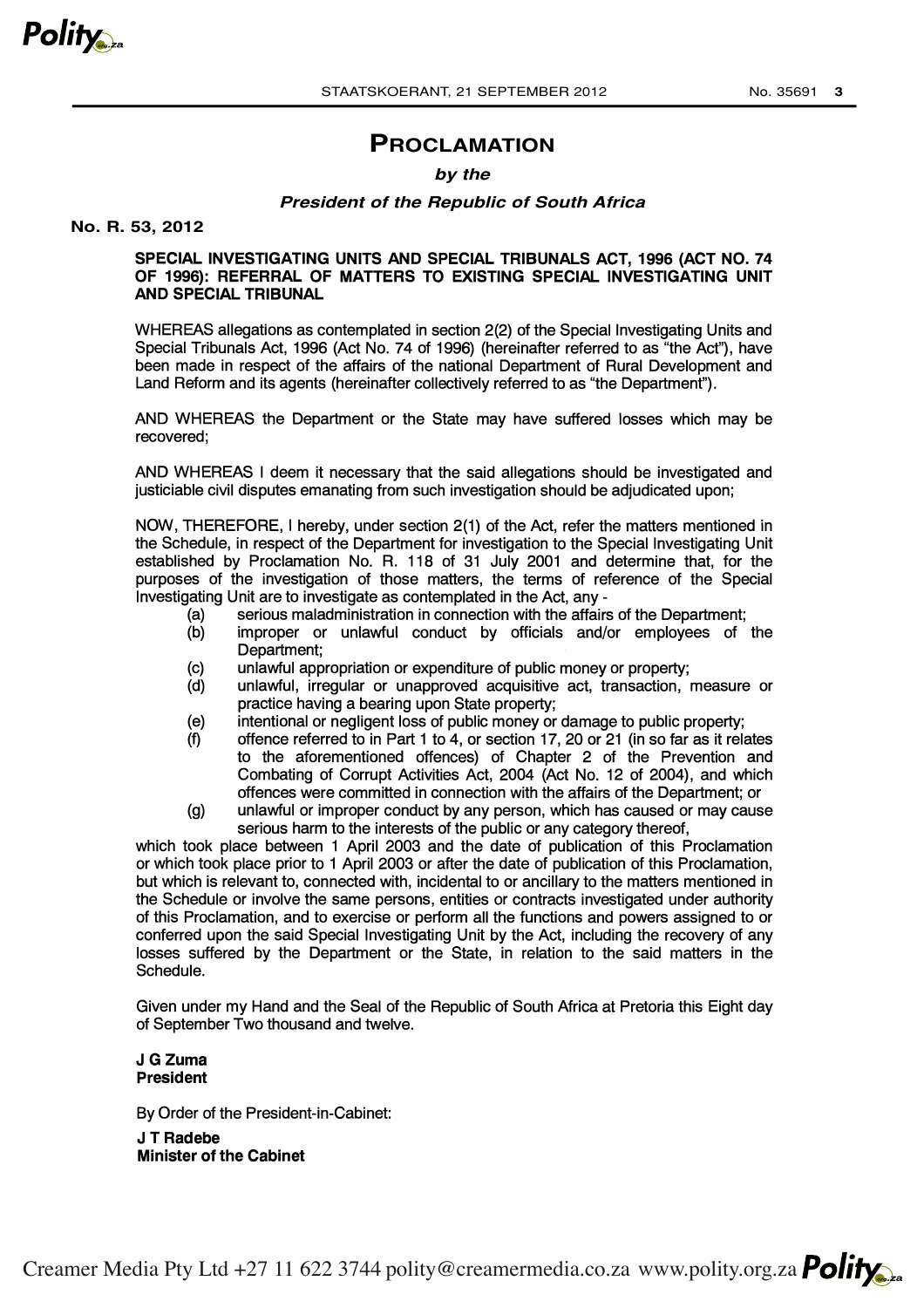# PROCLAMATION

***by the***

***President of the Republic of South Africa***

**No. R. 53, 2012**

**SPECIAL INVESTIGATING UNITS AND SPECIAL TRIBUNALS ACT, 1996 (ACT NO. 74 OF 1996): REFERRAL OF MATTERS TO EXISTING SPECIAL INVESTIGATING UNIT AND SPECIAL TRIBUNAL**

WHEREAS allegations as contemplated in section 2(2) of the Special Investigating Units and Special Tribunals Act, 1996 (Act No. 74 of 1996) (hereinafter referred to as "the Act"), have been made in respect of the affairs of the national Department of Rural Development and Land Reform and its agents (hereinafter collectively referred to as "the Department").

AND WHEREAS the Department or the State may have suffered losses which may be recovered;

AND WHEREAS I deem it necessary that the said allegations should be investigated and justiciable civil disputes emanating from such investigation should be adjudicated upon;

NOW, THEREFORE, I hereby, under section 2(1) of the Act, refer the matters mentioned in the Schedule, in respect of the Department for investigation to the Special Investigating Unit established by Proclamation No. R. 118 of 31 July 2001 and determine that, for the purposes of the investigation of those matters, the terms of reference of the Special Investigating Unit are to investigate as contemplated in the Act, any -

(a) serious maladministration in connection with the affairs of the Department;
(b) improper or unlawful conduct by officials and/or employees of the Department;
(c) unlawful appropriation or expenditure of public money or property;
(d) unlawful, irregular or unapproved acquisitive act, transaction, measure or practice having a bearing upon State property;
(e) intentional or negligent loss of public money or damage to public property;
(f) offence referred to in Part 1 to 4, or section 17, 20 or 21 (in so far as it relates to the aforementioned offences) of Chapter 2 of the Prevention and Combating of Corrupt Activities Act, 2004 (Act No. 12 of 2004), and which offences were committed in connection with the affairs of the Department; or
(g) unlawful or improper conduct by any person, which has caused or may cause serious harm to the interests of the public or any category thereof,

which took place between 1 April 2003 and the date of publication of this Proclamation or which took place prior to 1 April 2003 or after the date of publication of this Proclamation, but which is relevant to, connected with, incidental to or ancillary to the matters mentioned in the Schedule or involve the same persons, entities or contracts investigated under authority of this Proclamation, and to exercise or perform all the functions and powers assigned to or conferred upon the said Special Investigating Unit by the Act, including the recovery of any losses suffered by the Department or the State, in relation to the said matters in the Schedule.

Given under my Hand and the Seal of the Republic of South Africa at Pretoria this Eight day of September Two thousand and twelve.

**J G Zuma**
**President**

By Order of the President-in-Cabinet:

**J T Radebe**
**Minister of the Cabinet**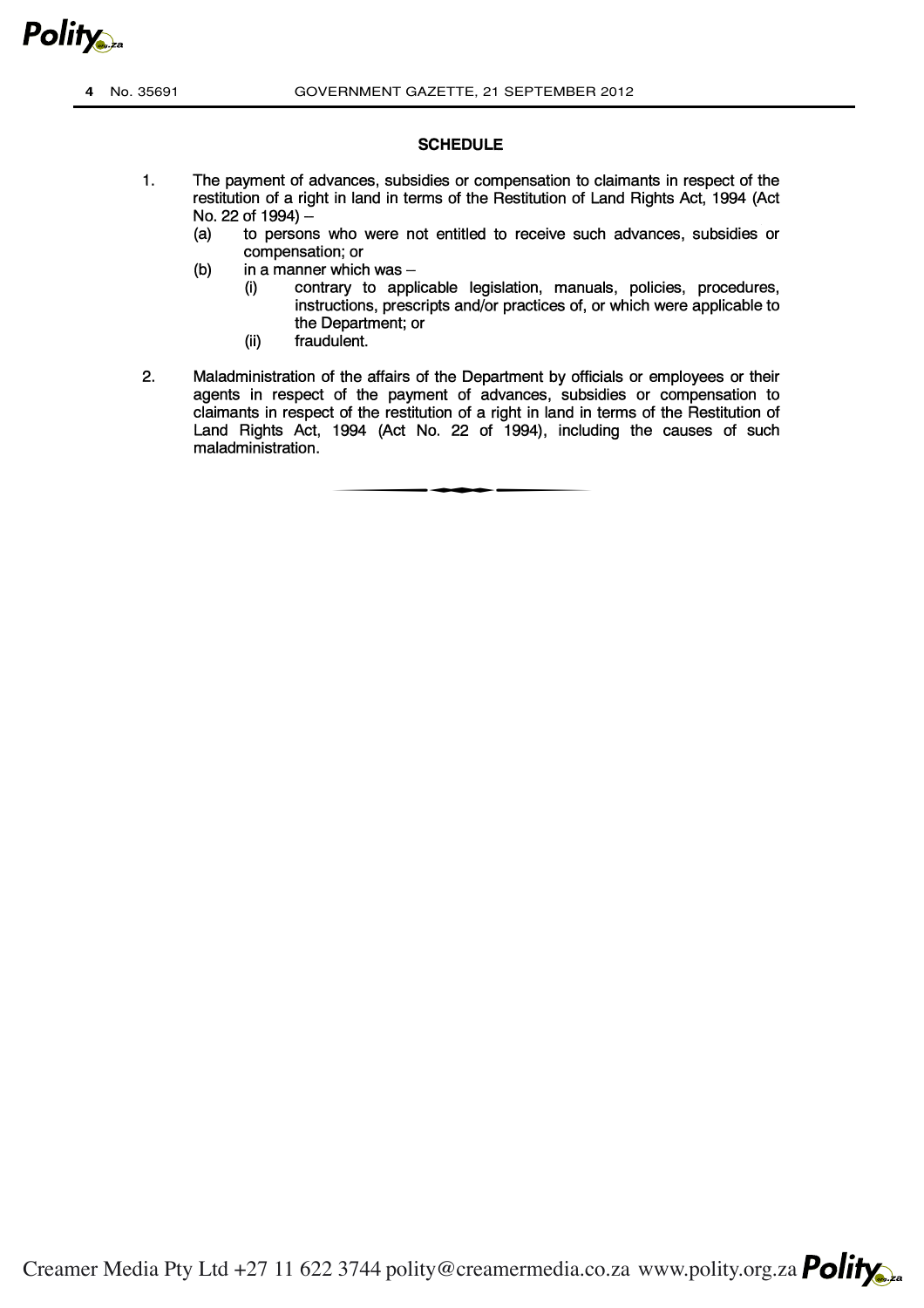## SCHEDULE

1. The payment of advances, subsidies or compensation to claimants in respect of the restitution of a right in land in terms of the Restitution of Land Rights Act, 1994 (Act No. 22 of 1994) –
   - (a) to persons who were not entitled to receive such advances, subsidies or compensation; or
   - (b) in a manner which was –
     - (i) contrary to applicable legislation, manuals, policies, procedures, instructions, prescripts and/or practices of, or which were applicable to the Department; or
     - (ii) fraudulent.

2. Maladministration of the affairs of the Department by officials or employees or their agents in respect of the payment of advances, subsidies or compensation to claimants in respect of the restitution of a right in land in terms of the Restitution of Land Rights Act, 1994 (Act No. 22 of 1994), including the causes of such maladministration.